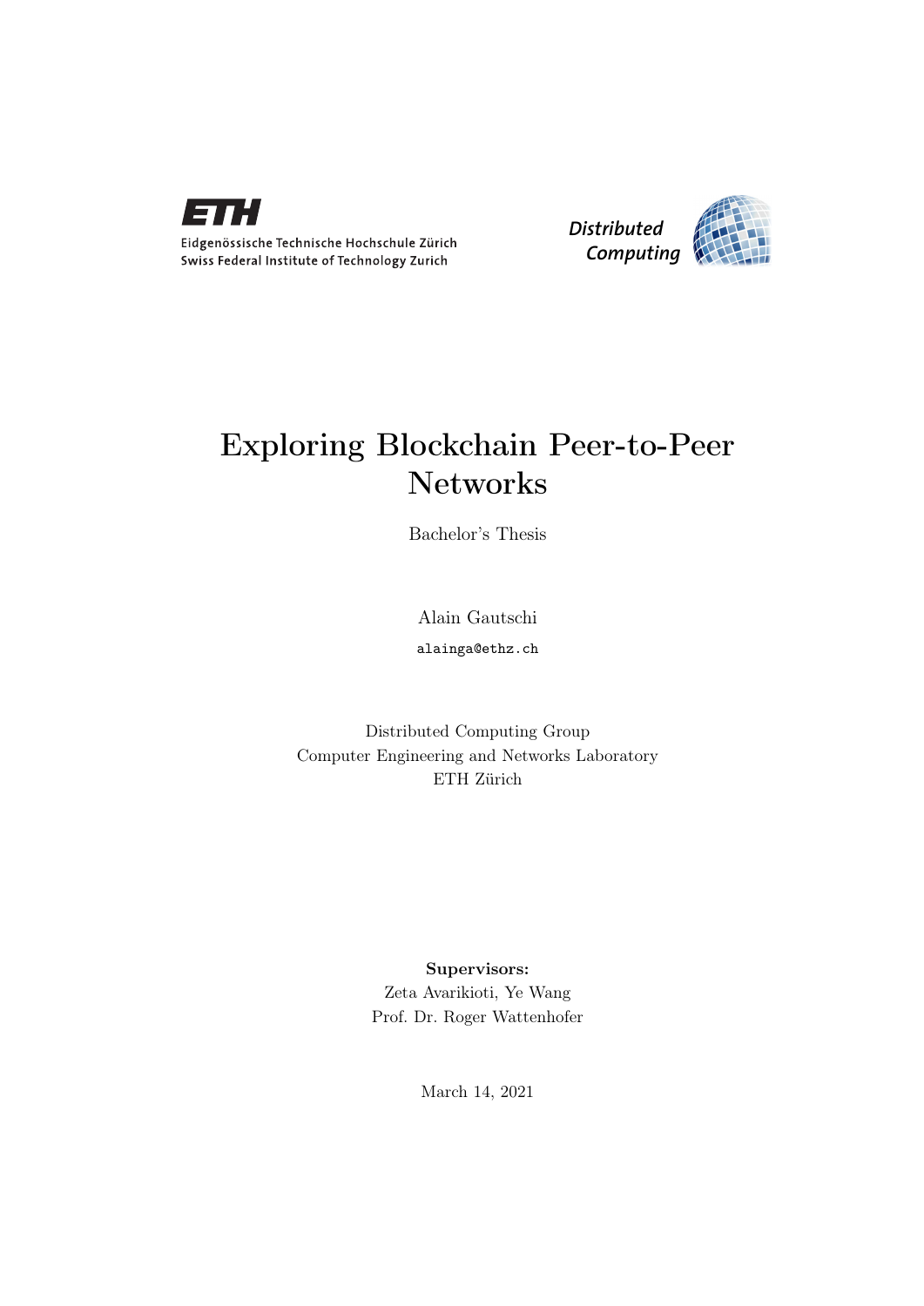Eidgenössische Technische Hochschule Zürich
Swiss Federal Institute of Technology Zurich

*Distributed Computing*

# Exploring Blockchain Peer-to-Peer Networks

Bachelor's Thesis

Alain Gautschi

alainga@ethz.ch

Distributed Computing Group
Computer Engineering and Networks Laboratory
ETH Zürich

**Supervisors:**
Zeta Avarikioti, Ye Wang
Prof. Dr. Roger Wattenhofer

March 14, 2021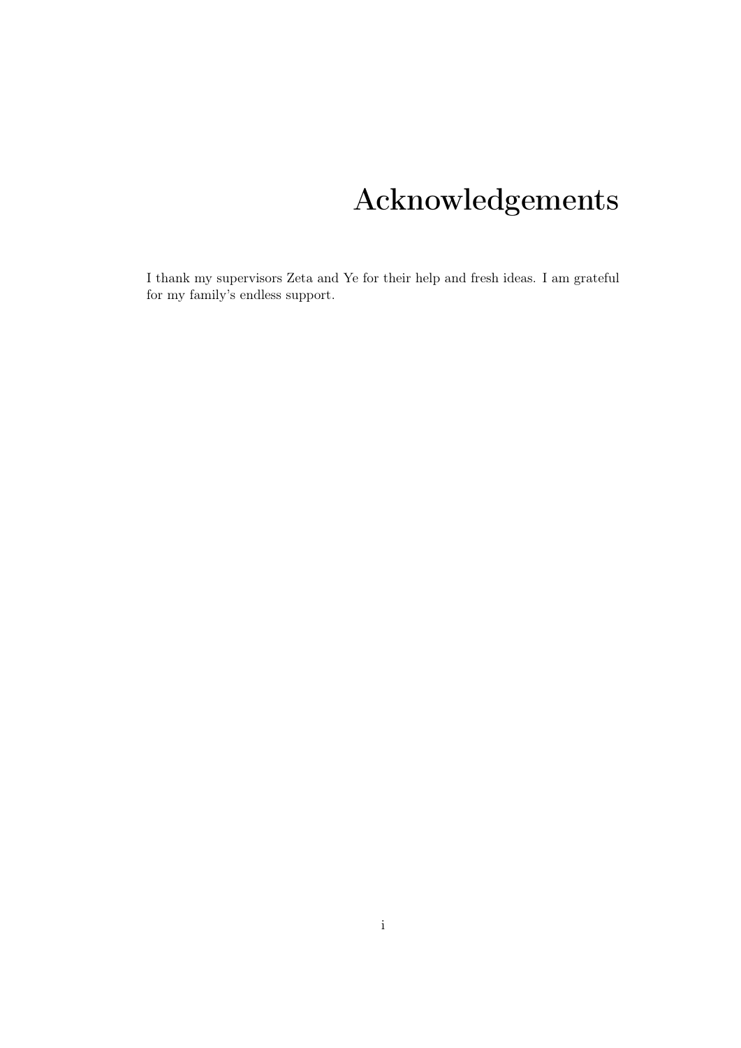# Acknowledgements

I thank my supervisors Zeta and Ye for their help and fresh ideas. I am grateful for my family's endless support.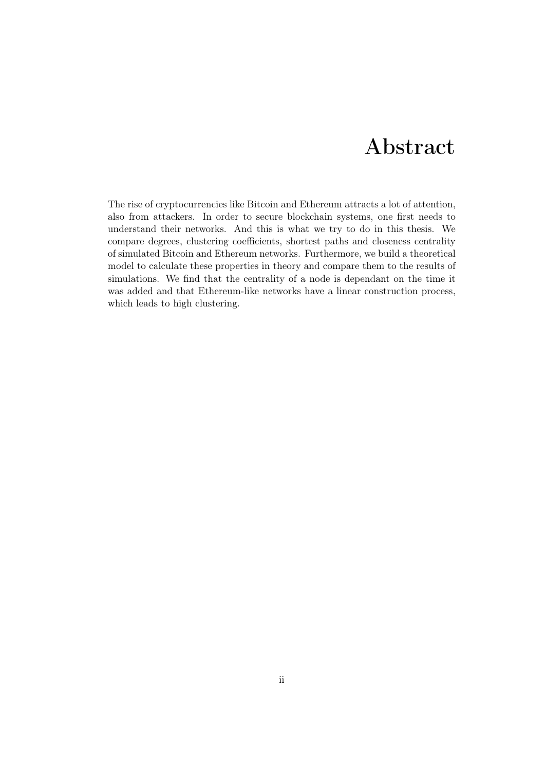# Abstract

The rise of cryptocurrencies like Bitcoin and Ethereum attracts a lot of attention, also from attackers. In order to secure blockchain systems, one first needs to understand their networks. And this is what we try to do in this thesis. We compare degrees, clustering coefficients, shortest paths and closeness centrality of simulated Bitcoin and Ethereum networks. Furthermore, we build a theoretical model to calculate these properties in theory and compare them to the results of simulations. We find that the centrality of a node is dependant on the time it was added and that Ethereum-like networks have a linear construction process, which leads to high clustering.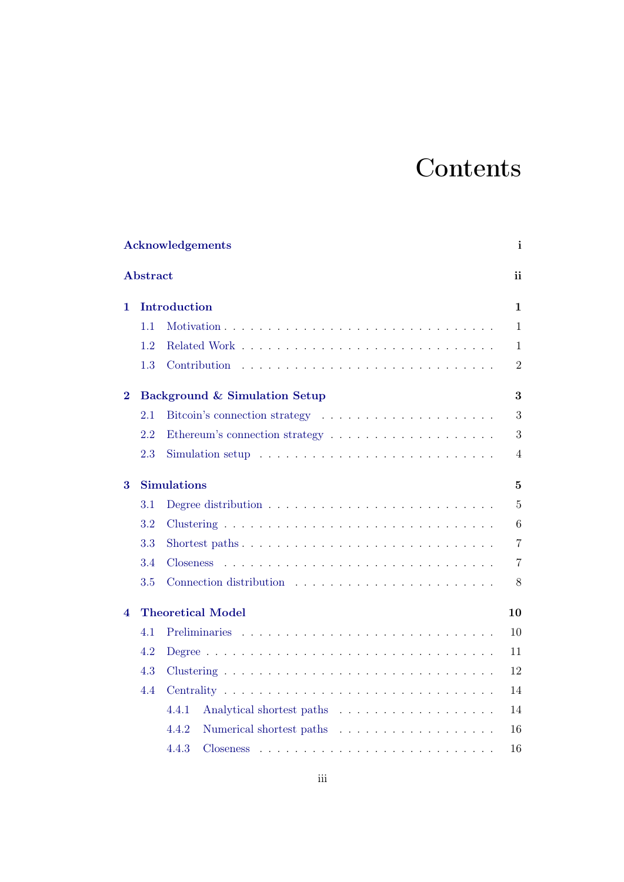# Contents

**Acknowledgements** i

**Abstract** ii

**1 Introduction** 1

- 1.1 Motivation . . . 1
- 1.2 Related Work . . . 1
- 1.3 Contribution . . . 2

**2 Background & Simulation Setup** 3

- 2.1 Bitcoin's connection strategy . . . 3
- 2.2 Ethereum's connection strategy . . . 3
- 2.3 Simulation setup . . . 4

**3 Simulations** 5

- 3.1 Degree distribution . . . 5
- 3.2 Clustering . . . 6
- 3.3 Shortest paths . . . 7
- 3.4 Closeness . . . 7
- 3.5 Connection distribution . . . 8

**4 Theoretical Model** 10

- 4.1 Preliminaries . . . 10
- 4.2 Degree . . . 11
- 4.3 Clustering . . . 12
- 4.4 Centrality . . . 14
  - 4.4.1 Analytical shortest paths . . . 14
  - 4.4.2 Numerical shortest paths . . . 16
  - 4.4.3 Closeness . . . 16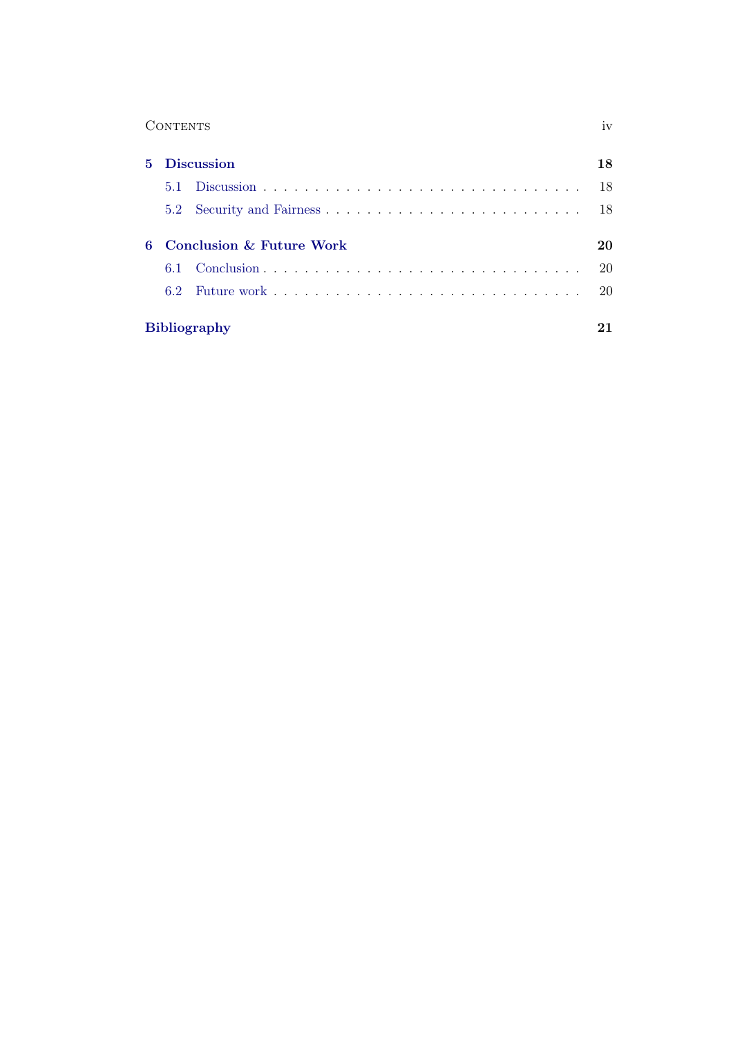**5 Discussion** 18

- 5.1 Discussion . . . . . . . . . . . . . . . . . . . . . . . . . . . . . . 18
- 5.2 Security and Fairness . . . . . . . . . . . . . . . . . . . . . . . . . 18

**6 Conclusion & Future Work** 20

- 6.1 Conclusion . . . . . . . . . . . . . . . . . . . . . . . . . . . . . . 20
- 6.2 Future work . . . . . . . . . . . . . . . . . . . . . . . . . . . . . . 20

**Bibliography** 21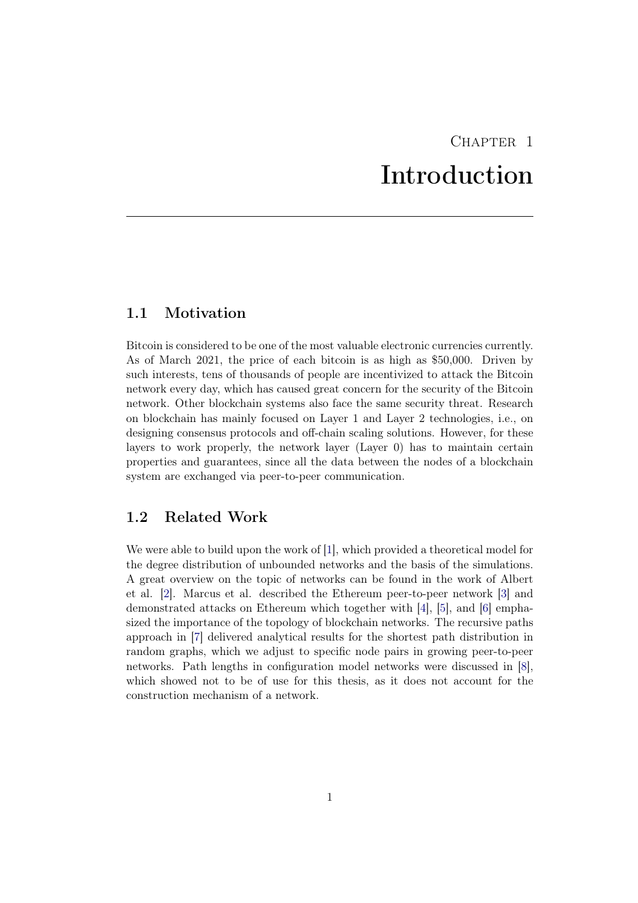# Chapter 1
# Introduction

## 1.1 Motivation

Bitcoin is considered to be one of the most valuable electronic currencies currently. As of March 2021, the price of each bitcoin is as high as $50,000. Driven by such interests, tens of thousands of people are incentivized to attack the Bitcoin network every day, which has caused great concern for the security of the Bitcoin network. Other blockchain systems also face the same security threat. Research on blockchain has mainly focused on Layer 1 and Layer 2 technologies, i.e., on designing consensus protocols and off-chain scaling solutions. However, for these layers to work properly, the network layer (Layer 0) has to maintain certain properties and guarantees, since all the data between the nodes of a blockchain system are exchanged via peer-to-peer communication.

## 1.2 Related Work

We were able to build upon the work of [1], which provided a theoretical model for the degree distribution of unbounded networks and the basis of the simulations. A great overview on the topic of networks can be found in the work of Albert et al. [2]. Marcus et al. described the Ethereum peer-to-peer network [3] and demonstrated attacks on Ethereum which together with [4], [5], and [6] emphasized the importance of the topology of blockchain networks. The recursive paths approach in [7] delivered analytical results for the shortest path distribution in random graphs, which we adjust to specific node pairs in growing peer-to-peer networks. Path lengths in configuration model networks were discussed in [8], which showed not to be of use for this thesis, as it does not account for the construction mechanism of a network.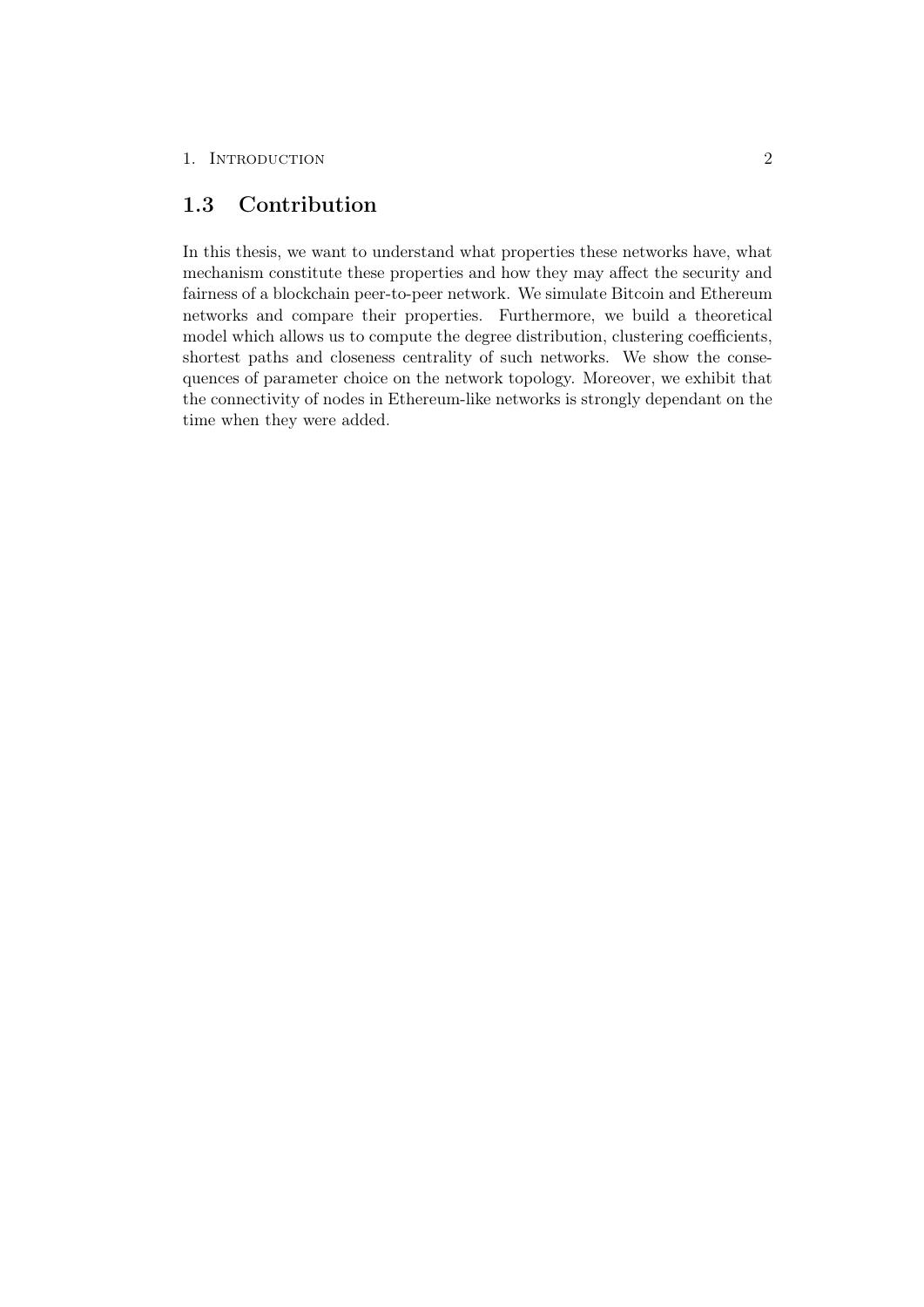## 1.3 Contribution

In this thesis, we want to understand what properties these networks have, what mechanism constitute these properties and how they may affect the security and fairness of a blockchain peer-to-peer network. We simulate Bitcoin and Ethereum networks and compare their properties. Furthermore, we build a theoretical model which allows us to compute the degree distribution, clustering coefficients, shortest paths and closeness centrality of such networks. We show the consequences of parameter choice on the network topology. Moreover, we exhibit that the connectivity of nodes in Ethereum-like networks is strongly dependant on the time when they were added.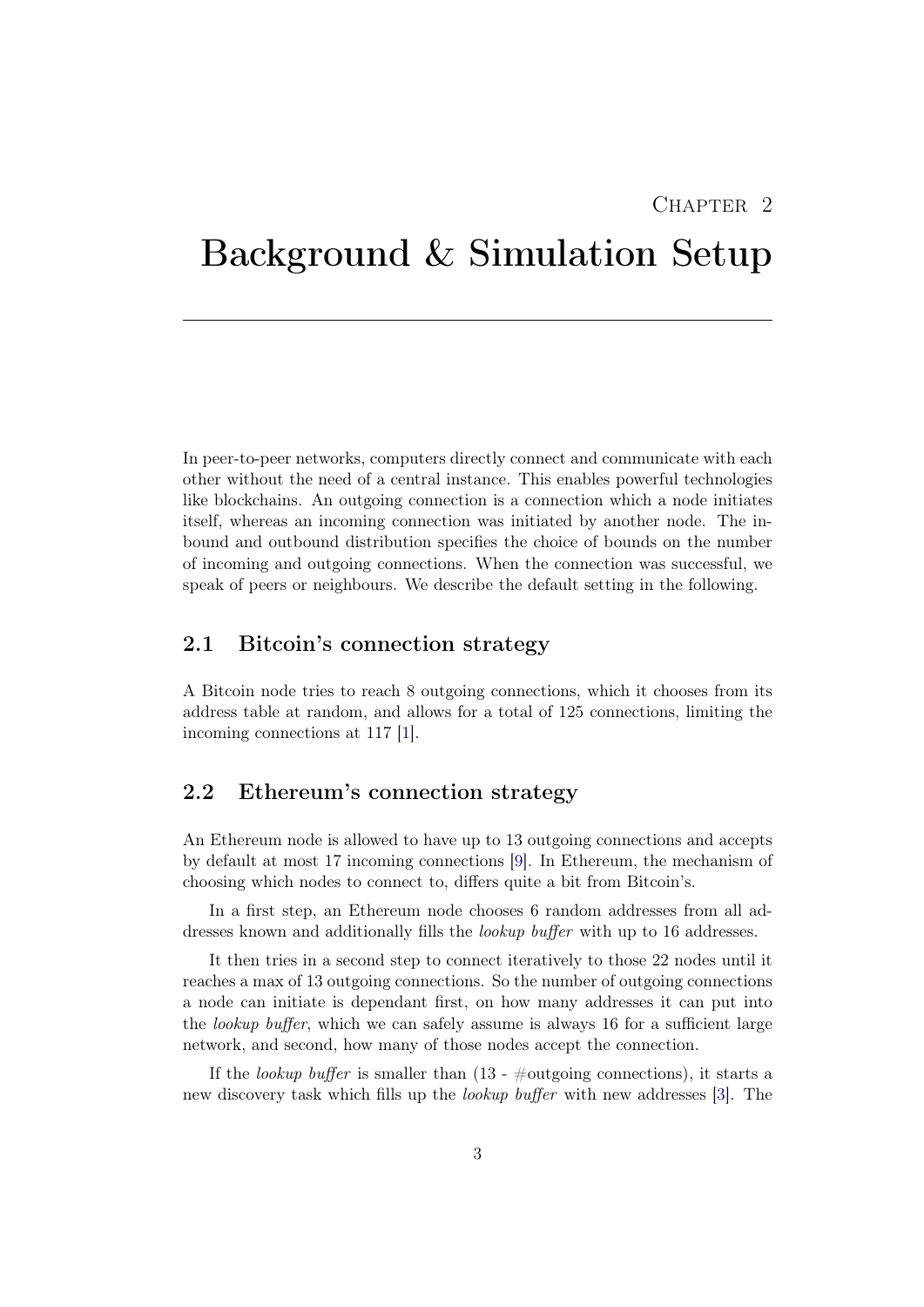# Chapter 2

# Background & Simulation Setup

In peer-to-peer networks, computers directly connect and communicate with each other without the need of a central instance. This enables powerful technologies like blockchains. An outgoing connection is a connection which a node initiates itself, whereas an incoming connection was initiated by another node. The inbound and outbound distribution specifies the choice of bounds on the number of incoming and outgoing connections. When the connection was successful, we speak of peers or neighbours. We describe the default setting in the following.

## 2.1 Bitcoin's connection strategy

A Bitcoin node tries to reach 8 outgoing connections, which it chooses from its address table at random, and allows for a total of 125 connections, limiting the incoming connections at 117 [1].

## 2.2 Ethereum's connection strategy

An Ethereum node is allowed to have up to 13 outgoing connections and accepts by default at most 17 incoming connections [9]. In Ethereum, the mechanism of choosing which nodes to connect to, differs quite a bit from Bitcoin's.

In a first step, an Ethereum node chooses 6 random addresses from all addresses known and additionally fills the *lookup buffer* with up to 16 addresses.

It then tries in a second step to connect iteratively to those 22 nodes until it reaches a max of 13 outgoing connections. So the number of outgoing connections a node can initiate is dependant first, on how many addresses it can put into the *lookup buffer*, which we can safely assume is always 16 for a sufficient large network, and second, how many of those nodes accept the connection.

If the *lookup buffer* is smaller than (13 - #outgoing connections), it starts a new discovery task which fills up the *lookup buffer* with new addresses [3]. The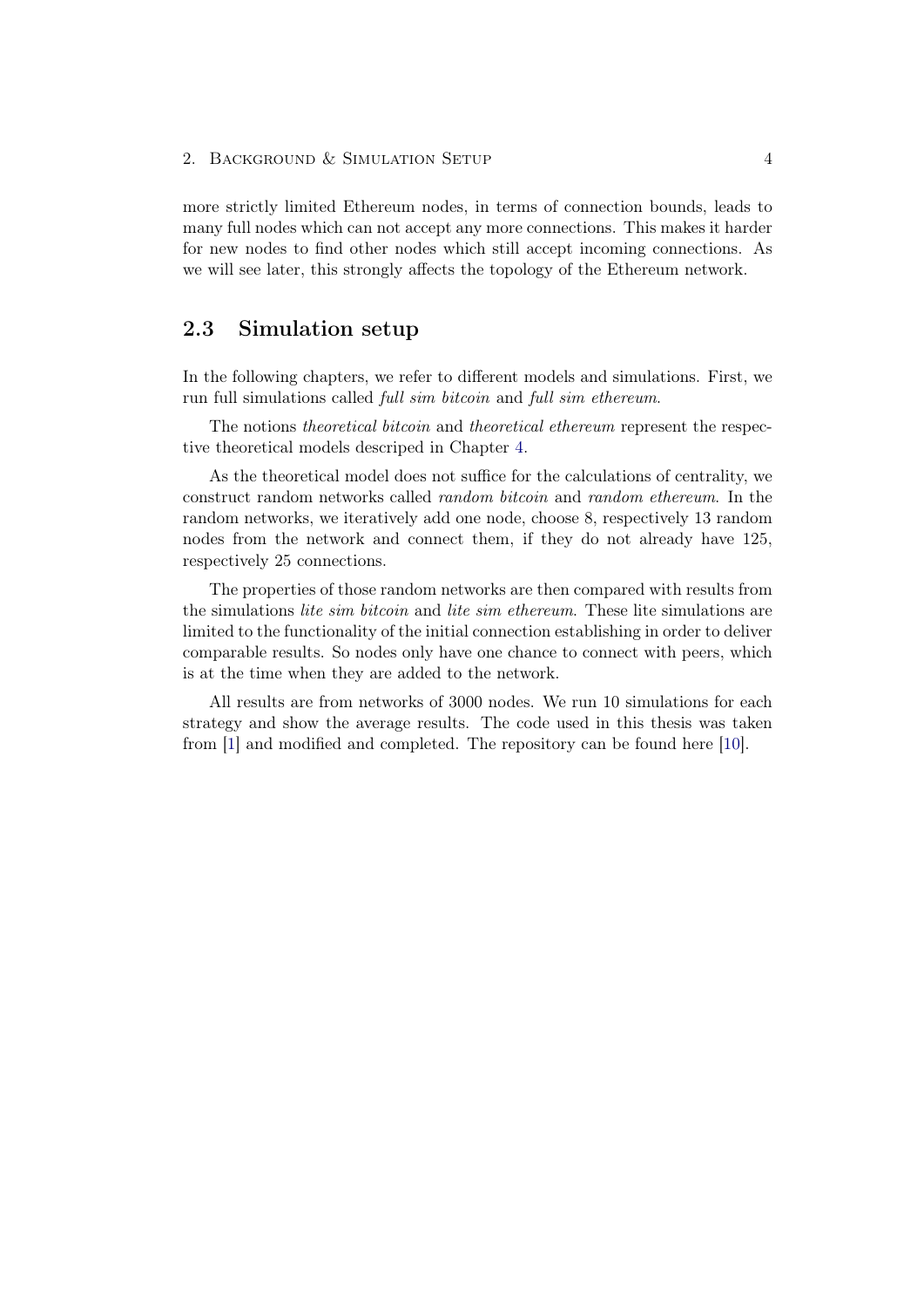more strictly limited Ethereum nodes, in terms of connection bounds, leads to many full nodes which can not accept any more connections. This makes it harder for new nodes to find other nodes which still accept incoming connections. As we will see later, this strongly affects the topology of the Ethereum network.

## 2.3 Simulation setup

In the following chapters, we refer to different models and simulations. First, we run full simulations called *full sim bitcoin* and *full sim ethereum*.

The notions *theoretical bitcoin* and *theoretical ethereum* represent the respective theoretical models descriped in Chapter 4.

As the theoretical model does not suffice for the calculations of centrality, we construct random networks called *random bitcoin* and *random ethereum*. In the random networks, we iteratively add one node, choose 8, respectively 13 random nodes from the network and connect them, if they do not already have 125, respectively 25 connections.

The properties of those random networks are then compared with results from the simulations *lite sim bitcoin* and *lite sim ethereum*. These lite simulations are limited to the functionality of the initial connection establishing in order to deliver comparable results. So nodes only have one chance to connect with peers, which is at the time when they are added to the network.

All results are from networks of 3000 nodes. We run 10 simulations for each strategy and show the average results. The code used in this thesis was taken from [1] and modified and completed. The repository can be found here [10].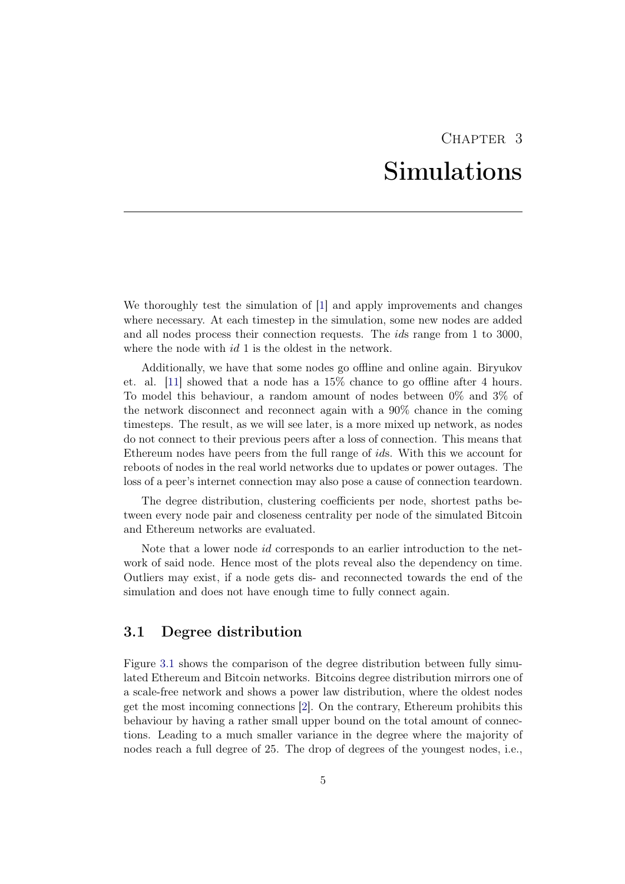# Chapter 3
# Simulations

We thoroughly test the simulation of [1] and apply improvements and changes where necessary. At each timestep in the simulation, some new nodes are added and all nodes process their connection requests. The *id*s range from 1 to 3000, where the node with *id* 1 is the oldest in the network.

Additionally, we have that some nodes go offline and online again. Biryukov et. al. [11] showed that a node has a 15% chance to go offline after 4 hours. To model this behaviour, a random amount of nodes between 0% and 3% of the network disconnect and reconnect again with a 90% chance in the coming timesteps. The result, as we will see later, is a more mixed up network, as nodes do not connect to their previous peers after a loss of connection. This means that Ethereum nodes have peers from the full range of *id*s. With this we account for reboots of nodes in the real world networks due to updates or power outages. The loss of a peer's internet connection may also pose a cause of connection teardown.

The degree distribution, clustering coefficients per node, shortest paths between every node pair and closeness centrality per node of the simulated Bitcoin and Ethereum networks are evaluated.

Note that a lower node *id* corresponds to an earlier introduction to the network of said node. Hence most of the plots reveal also the dependency on time. Outliers may exist, if a node gets dis- and reconnected towards the end of the simulation and does not have enough time to fully connect again.

## 3.1 Degree distribution

Figure 3.1 shows the comparison of the degree distribution between fully simulated Ethereum and Bitcoin networks. Bitcoins degree distribution mirrors one of a scale-free network and shows a power law distribution, where the oldest nodes get the most incoming connections [2]. On the contrary, Ethereum prohibits this behaviour by having a rather small upper bound on the total amount of connections. Leading to a much smaller variance in the degree where the majority of nodes reach a full degree of 25. The drop of degrees of the youngest nodes, i.e.,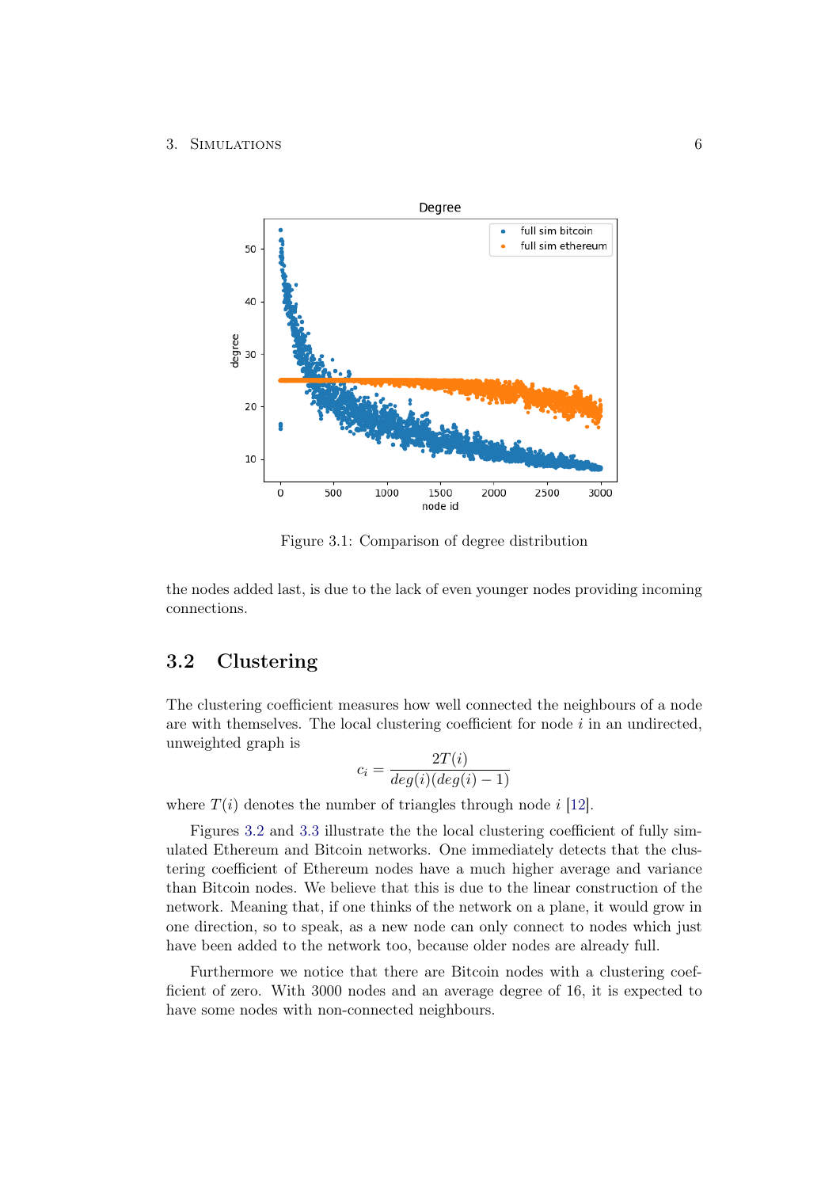Figure 3.1: Comparison of degree distribution

the nodes added last, is due to the lack of even younger nodes providing incoming connections.

## 3.2 Clustering

The clustering coefficient measures how well connected the neighbours of a node are with themselves. The local clustering coefficient for node $i$ in an undirected, unweighted graph is

$$c_i = \frac{2T(i)}{deg(i)(deg(i) - 1)}$$

where $T(i)$ denotes the number of triangles through node $i$ [12].

Figures 3.2 and 3.3 illustrate the the local clustering coefficient of fully simulated Ethereum and Bitcoin networks. One immediately detects that the clustering coefficient of Ethereum nodes have a much higher average and variance than Bitcoin nodes. We believe that this is due to the linear construction of the network. Meaning that, if one thinks of the network on a plane, it would grow in one direction, so to speak, as a new node can only connect to nodes which just have been added to the network too, because older nodes are already full.

Furthermore we notice that there are Bitcoin nodes with a clustering coefficient of zero. With 3000 nodes and an average degree of 16, it is expected to have some nodes with non-connected neighbours.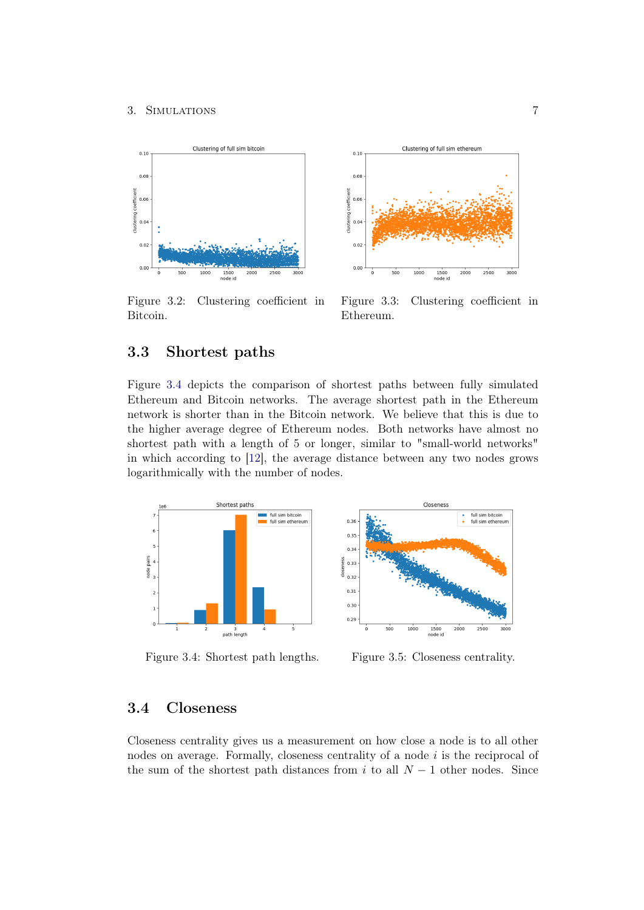Figure 3.2: Clustering coefficient in Bitcoin.

Figure 3.3: Clustering coefficient in Ethereum.

## 3.3 Shortest paths

Figure 3.4 depicts the comparison of shortest paths between fully simulated Ethereum and Bitcoin networks. The average shortest path in the Ethereum network is shorter than in the Bitcoin network. We believe that this is due to the higher average degree of Ethereum nodes. Both networks have almost no shortest path with a length of 5 or longer, similar to "small-world networks" in which according to [12], the average distance between any two nodes grows logarithmically with the number of nodes.

Figure 3.4: Shortest path lengths.

Figure 3.5: Closeness centrality.

## 3.4 Closeness

Closeness centrality gives us a measurement on how close a node is to all other nodes on average. Formally, closeness centrality of a node $i$ is the reciprocal of the sum of the shortest path distances from $i$ to all $N - 1$ other nodes. Since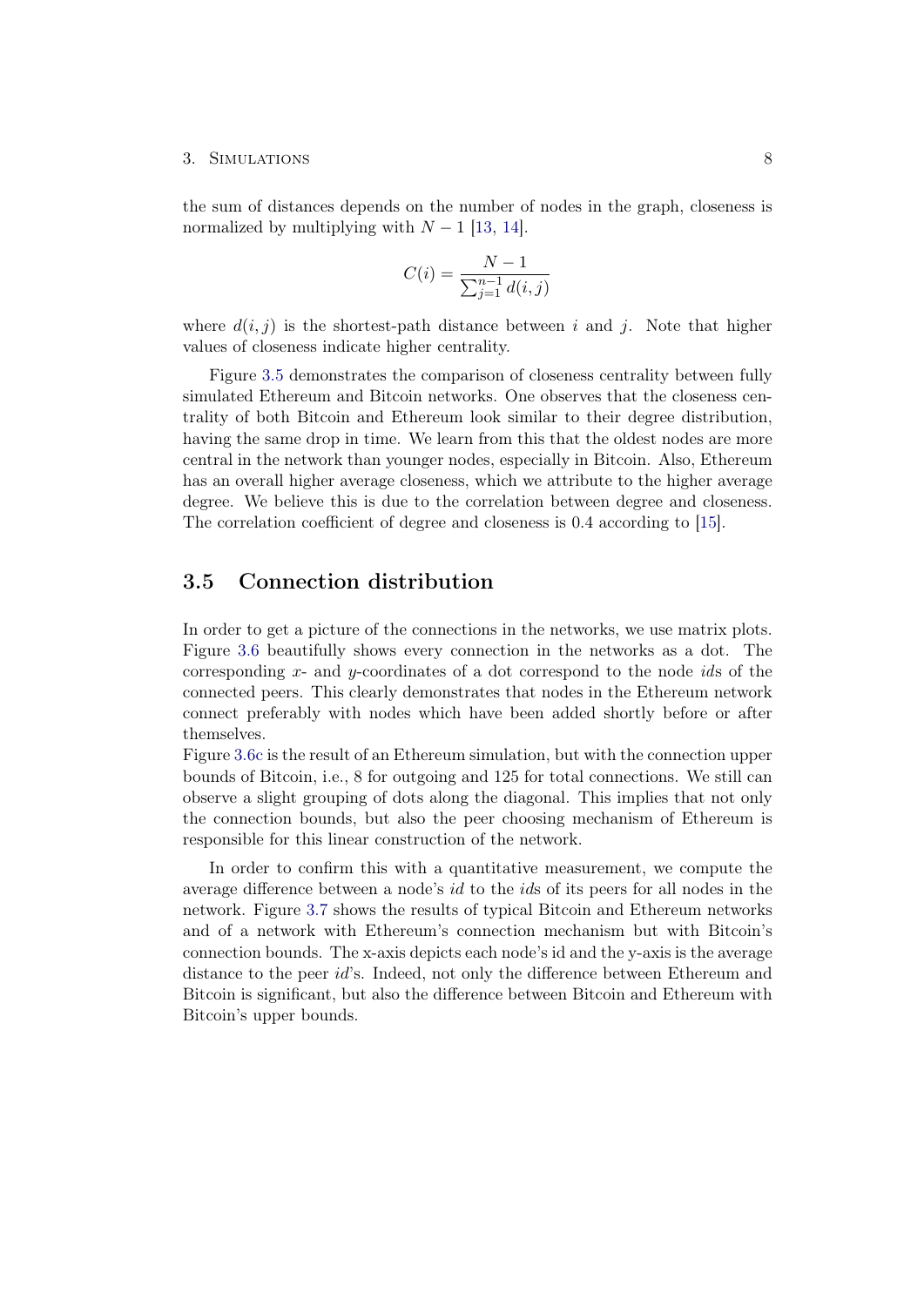the sum of distances depends on the number of nodes in the graph, closeness is normalized by multiplying with $N - 1$ [13, 14].

$$C(i) = \frac{N - 1}{\sum_{j=1}^{n-1} d(i, j)}$$

where $d(i, j)$ is the shortest-path distance between $i$ and $j$. Note that higher values of closeness indicate higher centrality.

Figure 3.5 demonstrates the comparison of closeness centrality between fully simulated Ethereum and Bitcoin networks. One observes that the closeness centrality of both Bitcoin and Ethereum look similar to their degree distribution, having the same drop in time. We learn from this that the oldest nodes are more central in the network than younger nodes, especially in Bitcoin. Also, Ethereum has an overall higher average closeness, which we attribute to the higher average degree. We believe this is due to the correlation between degree and closeness. The correlation coefficient of degree and closeness is 0.4 according to [15].

## 3.5 Connection distribution

In order to get a picture of the connections in the networks, we use matrix plots. Figure 3.6 beautifully shows every connection in the networks as a dot. The corresponding $x$- and $y$-coordinates of a dot correspond to the node *id*s of the connected peers. This clearly demonstrates that nodes in the Ethereum network connect preferably with nodes which have been added shortly before or after themselves.

Figure 3.6c is the result of an Ethereum simulation, but with the connection upper bounds of Bitcoin, i.e., 8 for outgoing and 125 for total connections. We still can observe a slight grouping of dots along the diagonal. This implies that not only the connection bounds, but also the peer choosing mechanism of Ethereum is responsible for this linear construction of the network.

In order to confirm this with a quantitative measurement, we compute the average difference between a node's *id* to the *id*s of its peers for all nodes in the network. Figure 3.7 shows the results of typical Bitcoin and Ethereum networks and of a network with Ethereum's connection mechanism but with Bitcoin's connection bounds. The x-axis depicts each node's id and the y-axis is the average distance to the peer *id*'s. Indeed, not only the difference between Ethereum and Bitcoin is significant, but also the difference between Bitcoin and Ethereum with Bitcoin's upper bounds.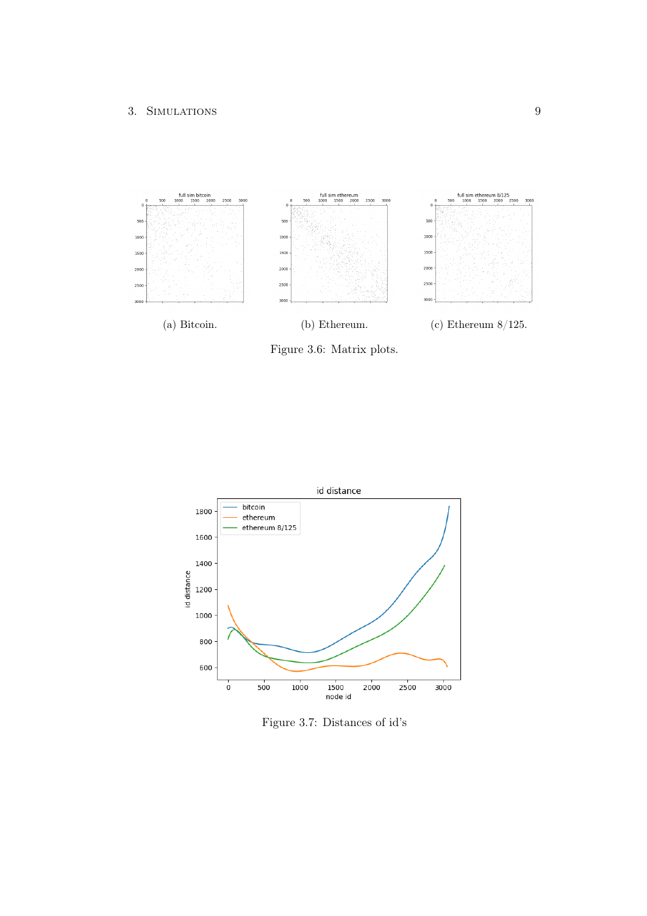(a) Bitcoin.

(b) Ethereum.

(c) Ethereum 8/125.

Figure 3.6: Matrix plots.

Figure 3.7: Distances of id's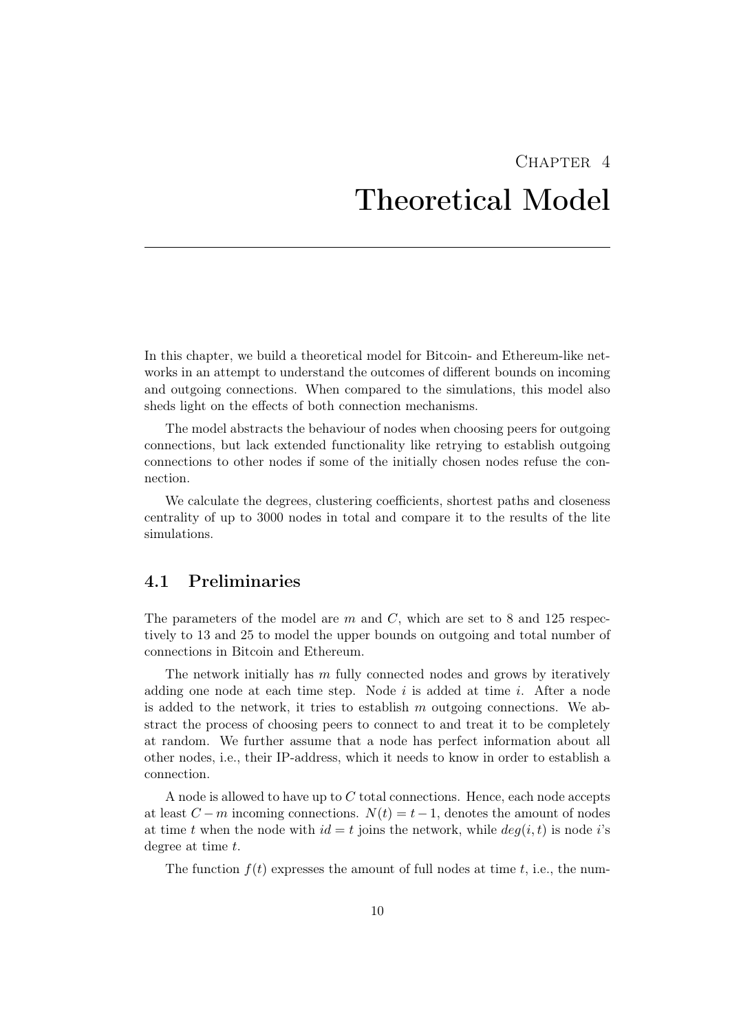# Chapter 4
# Theoretical Model

In this chapter, we build a theoretical model for Bitcoin- and Ethereum-like networks in an attempt to understand the outcomes of different bounds on incoming and outgoing connections. When compared to the simulations, this model also sheds light on the effects of both connection mechanisms.

The model abstracts the behaviour of nodes when choosing peers for outgoing connections, but lack extended functionality like retrying to establish outgoing connections to other nodes if some of the initially chosen nodes refuse the connection.

We calculate the degrees, clustering coefficients, shortest paths and closeness centrality of up to 3000 nodes in total and compare it to the results of the lite simulations.

## 4.1 Preliminaries

The parameters of the model are $m$ and $C$, which are set to 8 and 125 respectively to 13 and 25 to model the upper bounds on outgoing and total number of connections in Bitcoin and Ethereum.

The network initially has $m$ fully connected nodes and grows by iteratively adding one node at each time step. Node $i$ is added at time $i$. After a node is added to the network, it tries to establish $m$ outgoing connections. We abstract the process of choosing peers to connect to and treat it to be completely at random. We further assume that a node has perfect information about all other nodes, i.e., their IP-address, which it needs to know in order to establish a connection.

A node is allowed to have up to $C$ total connections. Hence, each node accepts at least $C - m$ incoming connections. $N(t) = t - 1$, denotes the amount of nodes at time $t$ when the node with $id = t$ joins the network, while $deg(i, t)$ is node $i$'s degree at time $t$.

The function $f(t)$ expresses the amount of full nodes at time $t$, i.e., the num-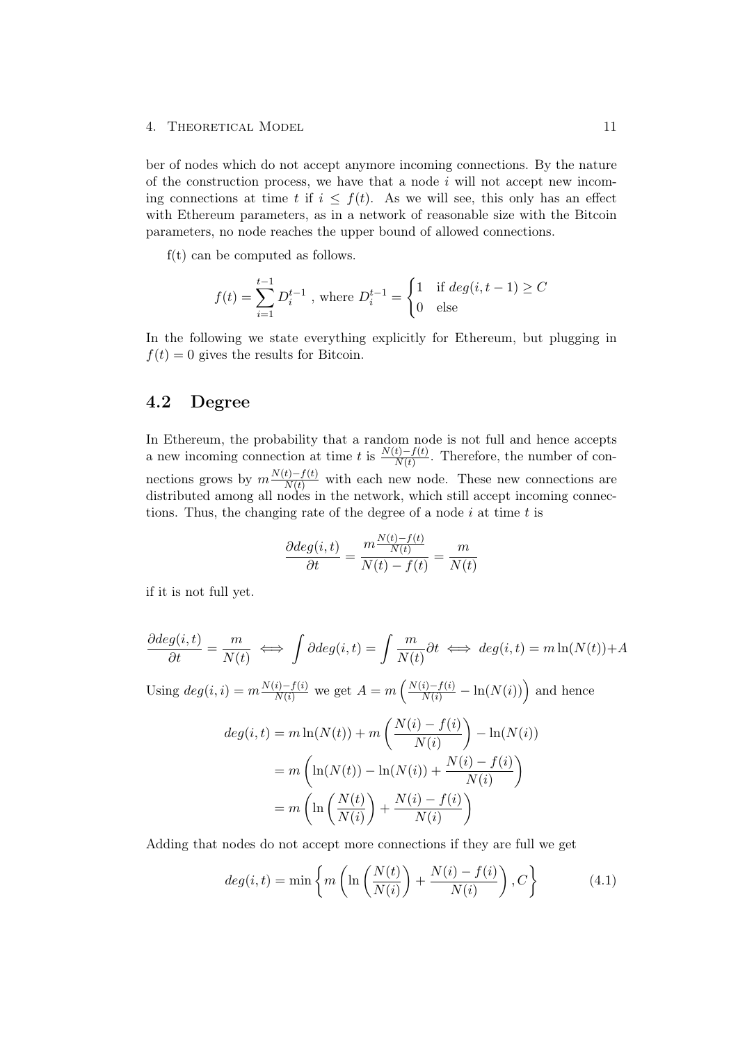ber of nodes which do not accept anymore incoming connections. By the nature of the construction process, we have that a node $i$ will not accept new incoming connections at time $t$ if $i \leq f(t)$. As we will see, this only has an effect with Ethereum parameters, as in a network of reasonable size with the Bitcoin parameters, no node reaches the upper bound of allowed connections.

f(t) can be computed as follows.

$$f(t) = \sum_{i=1}^{t-1} D_i^{t-1} \text{ , where } D_i^{t-1} = \begin{cases} 1 & \text{if } deg(i, t-1) \geq C \\ 0 & \text{else} \end{cases}$$

In the following we state everything explicitly for Ethereum, but plugging in $f(t) = 0$ gives the results for Bitcoin.

## 4.2 Degree

In Ethereum, the probability that a random node is not full and hence accepts a new incoming connection at time $t$ is $\frac{N(t)-f(t)}{N(t)}$. Therefore, the number of connections grows by $m\frac{N(t)-f(t)}{N(t)}$ with each new node. These new connections are distributed among all nodes in the network, which still accept incoming connections. Thus, the changing rate of the degree of a node $i$ at time $t$ is

$$\frac{\partial deg(i,t)}{\partial t} = \frac{m\frac{N(t)-f(t)}{N(t)}}{N(t)-f(t)} = \frac{m}{N(t)}$$

if it is not full yet.

$$\frac{\partial deg(i,t)}{\partial t} = \frac{m}{N(t)} \iff \int \partial deg(i,t) = \int \frac{m}{N(t)} \partial t \iff deg(i,t) = m\ln(N(t)) + A$$

Using $deg(i,i) = m\frac{N(i)-f(i)}{N(i)}$ we get $A = m\left(\frac{N(i)-f(i)}{N(i)} - \ln(N(i))\right)$ and hence

$$\begin{aligned} deg(i,t) &= m\ln(N(t)) + m\left(\frac{N(i)-f(i)}{N(i)}\right) - \ln(N(i)) \\ &= m\left(\ln(N(t)) - \ln(N(i)) + \frac{N(i)-f(i)}{N(i)}\right) \\ &= m\left(\ln\left(\frac{N(t)}{N(i)}\right) + \frac{N(i)-f(i)}{N(i)}\right) \end{aligned}$$

Adding that nodes do not accept more connections if they are full we get

$$deg(i,t) = \min\left\{m\left(\ln\left(\frac{N(t)}{N(i)}\right) + \frac{N(i)-f(i)}{N(i)}\right), C\right\} \tag{4.1}$$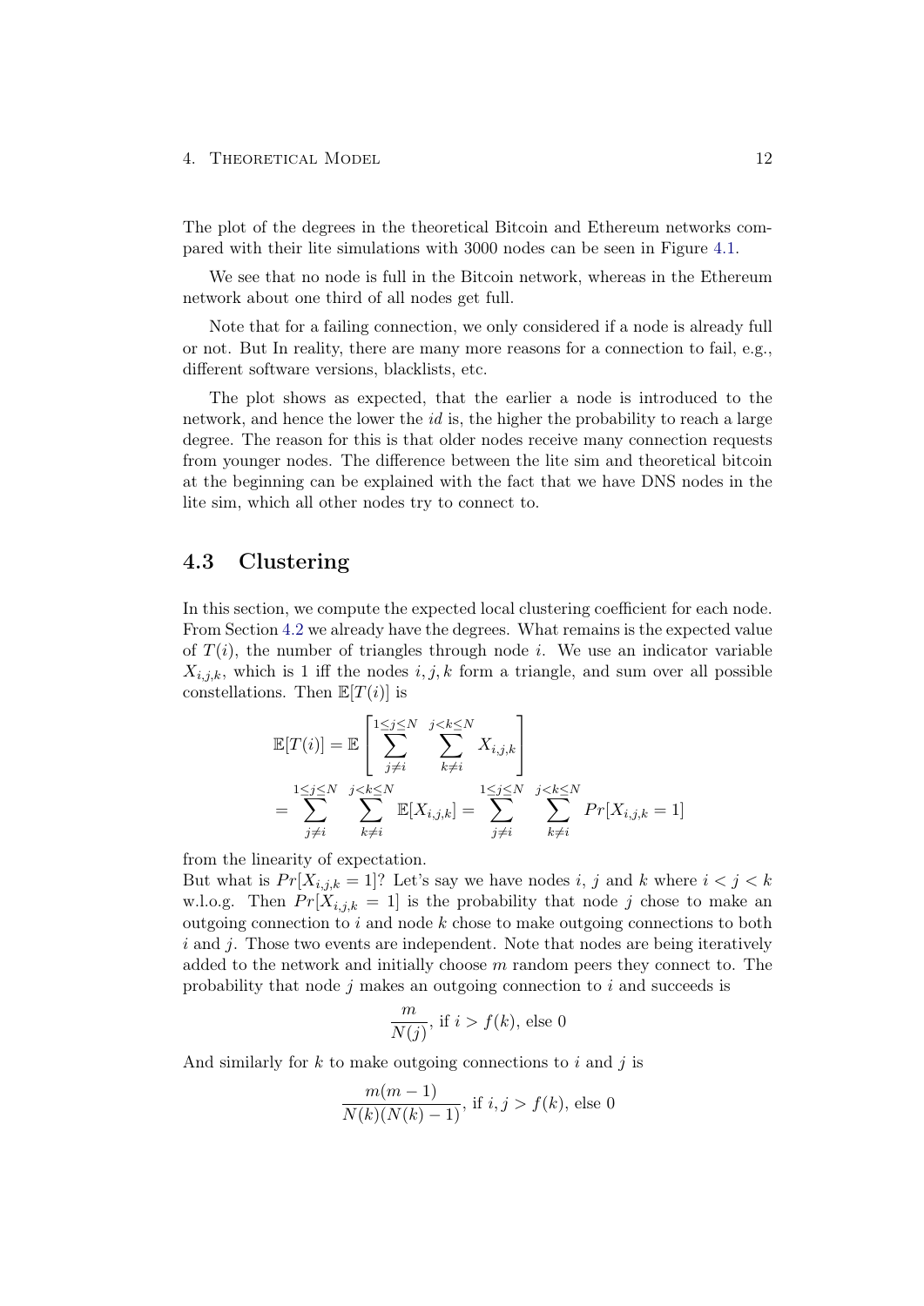The plot of the degrees in the theoretical Bitcoin and Ethereum networks compared with their lite simulations with 3000 nodes can be seen in Figure 4.1.

We see that no node is full in the Bitcoin network, whereas in the Ethereum network about one third of all nodes get full.

Note that for a failing connection, we only considered if a node is already full or not. But In reality, there are many more reasons for a connection to fail, e.g., different software versions, blacklists, etc.

The plot shows as expected, that the earlier a node is introduced to the network, and hence the lower the *id* is, the higher the probability to reach a large degree. The reason for this is that older nodes receive many connection requests from younger nodes. The difference between the lite sim and theoretical bitcoin at the beginning can be explained with the fact that we have DNS nodes in the lite sim, which all other nodes try to connect to.

## 4.3 Clustering

In this section, we compute the expected local clustering coefficient for each node. From Section 4.2 we already have the degrees. What remains is the expected value of $T(i)$, the number of triangles through node $i$. We use an indicator variable $X_{i,j,k}$, which is 1 iff the nodes $i, j, k$ form a triangle, and sum over all possible constellations. Then $\mathbb{E}[T(i)]$ is

$$
\begin{aligned}
\mathbb{E}[T(i)] &= \mathbb{E}\left[\sum_{j \neq i}^{1 \leq j \leq N} \sum_{k \neq i}^{j < k \leq N} X_{i,j,k}\right] \\
&= \sum_{j \neq i}^{1 \leq j \leq N} \sum_{k \neq i}^{j < k \leq N} \mathbb{E}[X_{i,j,k}] = \sum_{j \neq i}^{1 \leq j \leq N} \sum_{k \neq i}^{j < k \leq N} Pr[X_{i,j,k} = 1]
\end{aligned}
$$

from the linearity of expectation.
But what is $Pr[X_{i,j,k} = 1]$? Let's say we have nodes $i$, $j$ and $k$ where $i < j < k$ w.l.o.g. Then $Pr[X_{i,j,k} = 1]$ is the probability that node $j$ chose to make an outgoing connection to $i$ and node $k$ chose to make outgoing connections to both $i$ and $j$. Those two events are independent. Note that nodes are being iteratively added to the network and initially choose $m$ random peers they connect to. The probability that node $j$ makes an outgoing connection to $i$ and succeeds is

$$
\frac{m}{N(j)}, \text{ if } i > f(k), \text{ else } 0
$$

And similarly for $k$ to make outgoing connections to $i$ and $j$ is

$$
\frac{m(m-1)}{N(k)(N(k)-1)}, \text{ if } i, j > f(k), \text{ else } 0
$$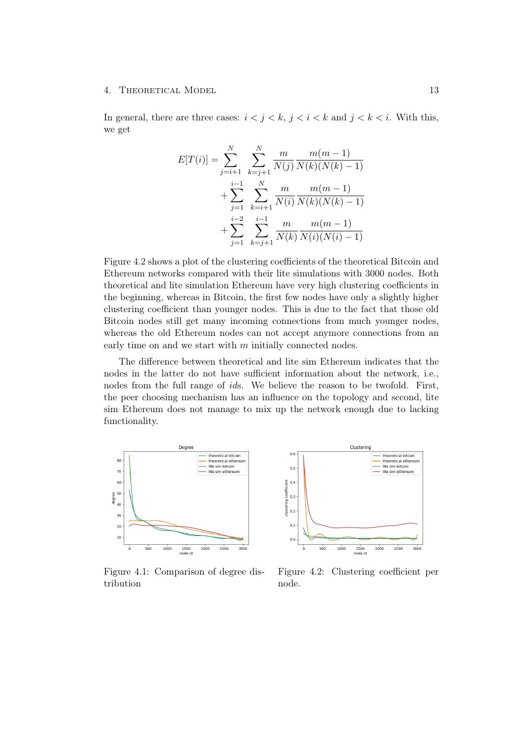In general, there are three cases: $i < j < k$, $j < i < k$ and $j < k < i$. With this, we get

$$
\begin{aligned}
E[T(i)] = &\sum_{j=i+1}^{N} \sum_{k=j+1}^{N} \frac{m}{N(j)} \frac{m(m-1)}{N(k)(N(k)-1)} \\
&+ \sum_{j=1}^{i-1} \sum_{k=i+1}^{N} \frac{m}{N(i)} \frac{m(m-1)}{N(k)(N(k)-1)} \\
&+ \sum_{j=1}^{i-2} \sum_{k=j+1}^{i-1} \frac{m}{N(k)} \frac{m(m-1)}{N(i)(N(i)-1)}
\end{aligned}
$$

Figure 4.2 shows a plot of the clustering coefficients of the theoretical Bitcoin and Ethereum networks compared with their lite simulations with 3000 nodes. Both theoretical and lite simulation Ethereum have very high clustering coefficients in the beginning, whereas in Bitcoin, the first few nodes have only a slightly higher clustering coefficient than younger nodes. This is due to the fact that those old Bitcoin nodes still get many incoming connections from much younger nodes, whereas the old Ethereum nodes can not accept anymore connections from an early time on and we start with $m$ initially connected nodes.

The difference between theoretical and lite sim Ethereum indicates that the nodes in the latter do not have sufficient information about the network, i.e., nodes from the full range of *ids*. We believe the reason to be twofold. First, the peer choosing mechanism has an influence on the topology and second, lite sim Ethereum does not manage to mix up the network enough due to lacking functionality.

Figure 4.1: Comparison of degree distribution

Figure 4.2: Clustering coefficient per node.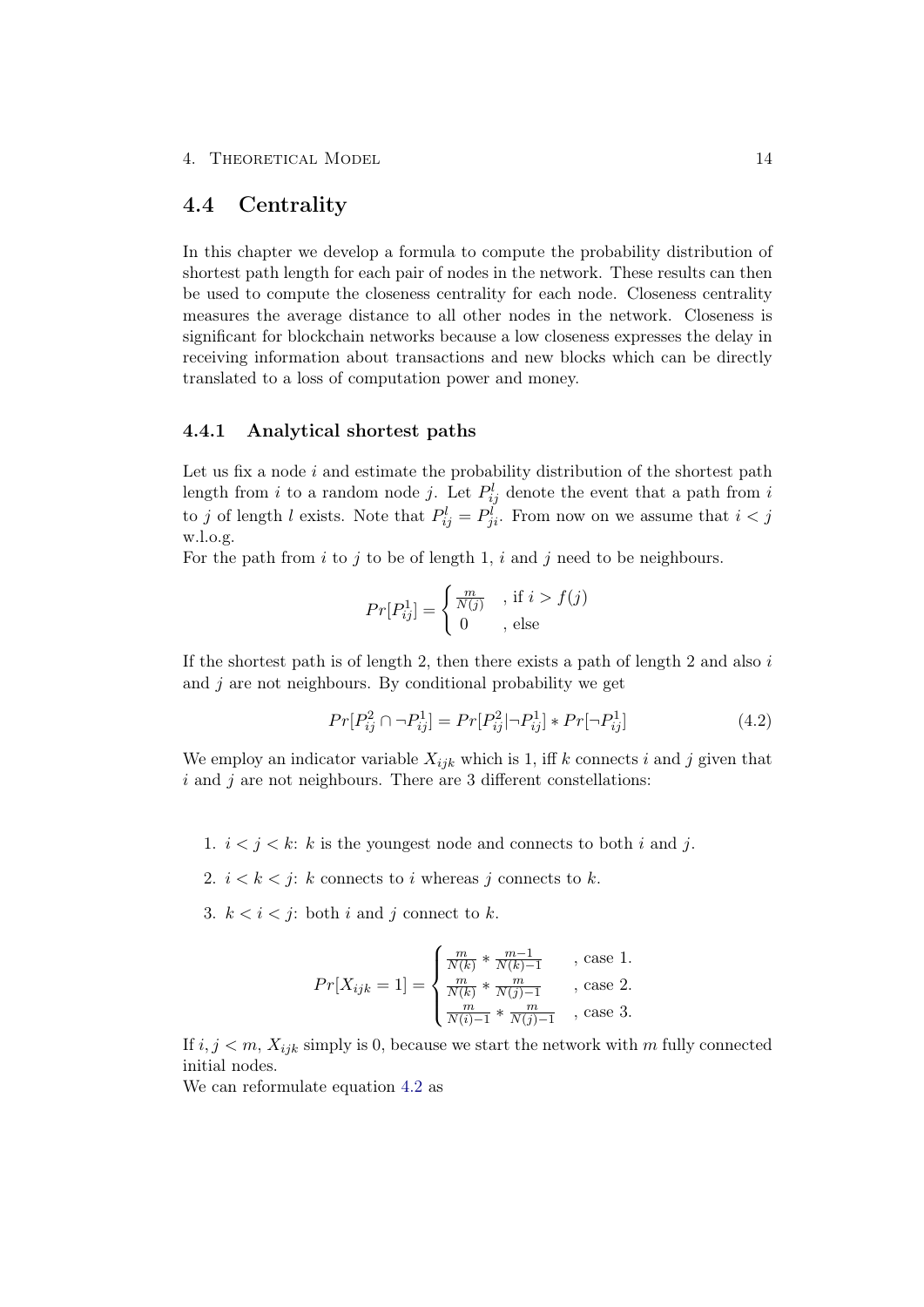## 4.4 Centrality

In this chapter we develop a formula to compute the probability distribution of shortest path length for each pair of nodes in the network. These results can then be used to compute the closeness centrality for each node. Closeness centrality measures the average distance to all other nodes in the network. Closeness is significant for blockchain networks because a low closeness expresses the delay in receiving information about transactions and new blocks which can be directly translated to a loss of computation power and money.

### 4.4.1 Analytical shortest paths

Let us fix a node $i$ and estimate the probability distribution of the shortest path length from $i$ to a random node $j$. Let $P_{ij}^l$ denote the event that a path from $i$ to $j$ of length $l$ exists. Note that $P_{ij}^l = P_{ji}^l$. From now on we assume that $i < j$ w.l.o.g.

For the path from $i$ to $j$ to be of length 1, $i$ and $j$ need to be neighbours.

$$Pr[P_{ij}^1] = \begin{cases} \frac{m}{N(j)} & \text{, if } i > f(j) \\ 0 & \text{, else} \end{cases}$$

If the shortest path is of length 2, then there exists a path of length 2 and also $i$ and $j$ are not neighbours. By conditional probability we get

$$Pr[P_{ij}^2 \cap \neg P_{ij}^1] = Pr[P_{ij}^2 | \neg P_{ij}^1] * Pr[\neg P_{ij}^1] \tag{4.2}$$

We employ an indicator variable $X_{ijk}$ which is 1, iff $k$ connects $i$ and $j$ given that $i$ and $j$ are not neighbours. There are 3 different constellations:

1. $i < j < k$: $k$ is the youngest node and connects to both $i$ and $j$.
2. $i < k < j$: $k$ connects to $i$ whereas $j$ connects to $k$.
3. $k < i < j$: both $i$ and $j$ connect to $k$.

$$Pr[X_{ijk} = 1] = \begin{cases} \frac{m}{N(k)} * \frac{m-1}{N(k)-1} & \text{, case 1.} \\ \frac{m}{N(k)} * \frac{m}{N(j)-1} & \text{, case 2.} \\ \frac{m}{N(i)-1} * \frac{m}{N(j)-1} & \text{, case 3.} \end{cases}$$

If $i, j < m$, $X_{ijk}$ simply is 0, because we start the network with $m$ fully connected initial nodes.

We can reformulate equation 4.2 as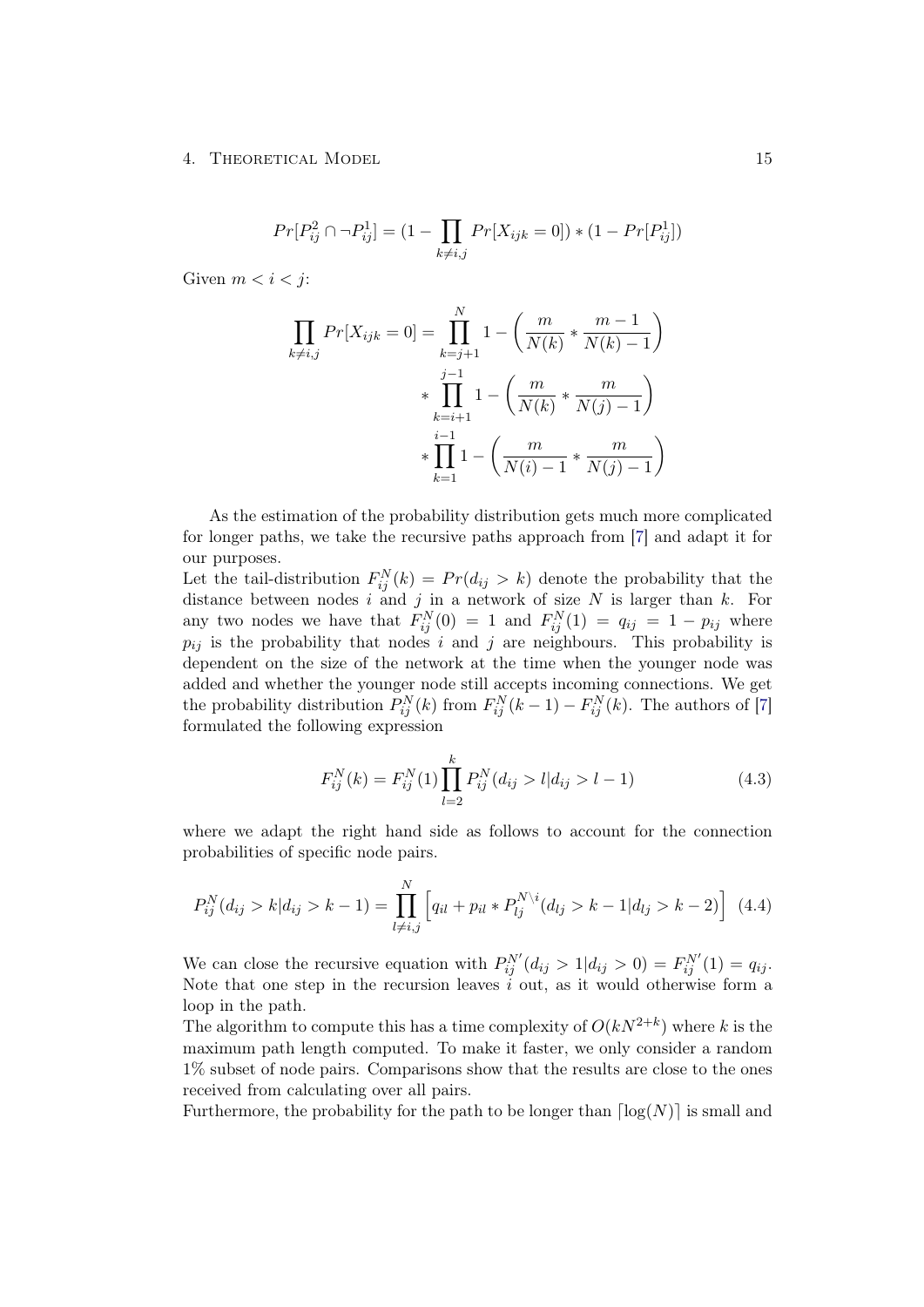$$Pr[P_{ij}^2 \cap \neg P_{ij}^1] = (1 - \prod_{k \neq i,j} Pr[X_{ijk} = 0]) * (1 - Pr[P_{ij}^1])$$

Given $m < i < j$:

$$\begin{aligned}
\prod_{k \neq i,j} Pr[X_{ijk} = 0] = & \prod_{k=j+1}^{N} 1 - \left( \frac{m}{N(k)} * \frac{m-1}{N(k)-1} \right) \\
& * \prod_{k=i+1}^{j-1} 1 - \left( \frac{m}{N(k)} * \frac{m}{N(j)-1} \right) \\
& * \prod_{k=1}^{i-1} 1 - \left( \frac{m}{N(i)-1} * \frac{m}{N(j)-1} \right)
\end{aligned}$$

As the estimation of the probability distribution gets much more complicated for longer paths, we take the recursive paths approach from [7] and adapt it for our purposes.
Let the tail-distribution $F_{ij}^N(k) = Pr(d_{ij} > k)$ denote the probability that the distance between nodes $i$ and $j$ in a network of size $N$ is larger than $k$. For any two nodes we have that $F_{ij}^N(0) = 1$ and $F_{ij}^N(1) = q_{ij} = 1 - p_{ij}$ where $p_{ij}$ is the probability that nodes $i$ and $j$ are neighbours. This probability is dependent on the size of the network at the time when the younger node was added and whether the younger node still accepts incoming connections. We get the probability distribution $P_{ij}^N(k)$ from $F_{ij}^N(k-1) - F_{ij}^N(k)$. The authors of [7] formulated the following expression

$$F_{ij}^N(k) = F_{ij}^N(1) \prod_{l=2}^{k} P_{ij}^N(d_{ij} > l | d_{ij} > l-1) \tag{4.3}$$

where we adapt the right hand side as follows to account for the connection probabilities of specific node pairs.

$$P_{ij}^N(d_{ij} > k | d_{ij} > k-1) = \prod_{l \neq i,j}^{N} \left[ q_{il} + p_{il} * P_{lj}^{N \setminus i}(d_{lj} > k-1 | d_{lj} > k-2) \right] \tag{4.4}$$

We can close the recursive equation with $P_{ij}^{N'}(d_{ij} > 1 | d_{ij} > 0) = F_{ij}^{N'}(1) = q_{ij}$. Note that one step in the recursion leaves $i$ out, as it would otherwise form a loop in the path.
The algorithm to compute this has a time complexity of $O(kN^{2+k})$ where $k$ is the maximum path length computed. To make it faster, we only consider a random 1% subset of node pairs. Comparisons show that the results are close to the ones received from calculating over all pairs.
Furthermore, the probability for the path to be longer than $\lceil \log(N) \rceil$ is small and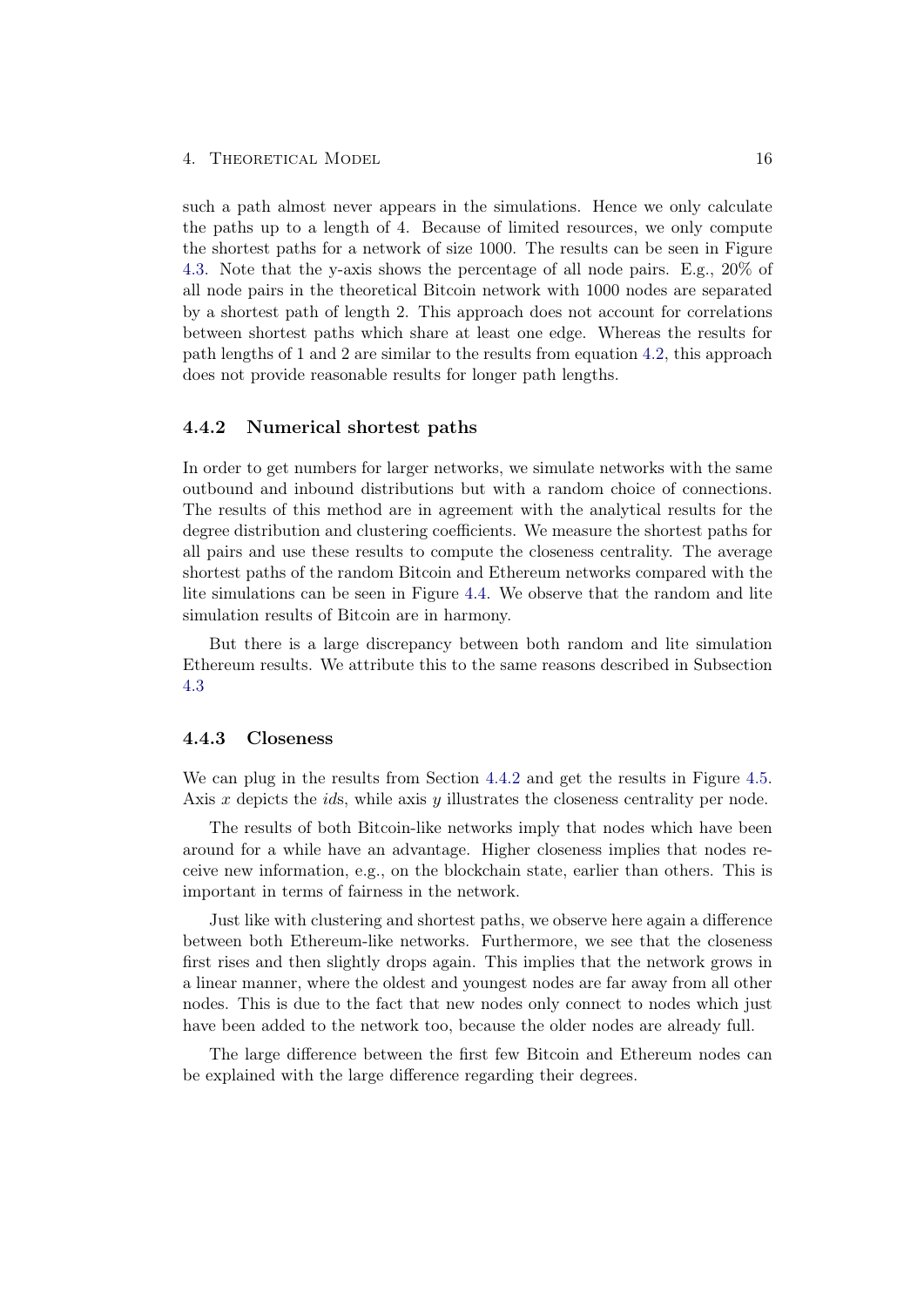such a path almost never appears in the simulations. Hence we only calculate the paths up to a length of 4. Because of limited resources, we only compute the shortest paths for a network of size 1000. The results can be seen in Figure 4.3. Note that the y-axis shows the percentage of all node pairs. E.g., 20% of all node pairs in the theoretical Bitcoin network with 1000 nodes are separated by a shortest path of length 2. This approach does not account for correlations between shortest paths which share at least one edge. Whereas the results for path lengths of 1 and 2 are similar to the results from equation 4.2, this approach does not provide reasonable results for longer path lengths.

### 4.4.2 Numerical shortest paths

In order to get numbers for larger networks, we simulate networks with the same outbound and inbound distributions but with a random choice of connections. The results of this method are in agreement with the analytical results for the degree distribution and clustering coefficients. We measure the shortest paths for all pairs and use these results to compute the closeness centrality. The average shortest paths of the random Bitcoin and Ethereum networks compared with the lite simulations can be seen in Figure 4.4. We observe that the random and lite simulation results of Bitcoin are in harmony.

But there is a large discrepancy between both random and lite simulation Ethereum results. We attribute this to the same reasons described in Subsection 4.3

### 4.4.3 Closeness

We can plug in the results from Section 4.4.2 and get the results in Figure 4.5. Axis $x$ depicts the *id*s, while axis $y$ illustrates the closeness centrality per node.

The results of both Bitcoin-like networks imply that nodes which have been around for a while have an advantage. Higher closeness implies that nodes receive new information, e.g., on the blockchain state, earlier than others. This is important in terms of fairness in the network.

Just like with clustering and shortest paths, we observe here again a difference between both Ethereum-like networks. Furthermore, we see that the closeness first rises and then slightly drops again. This implies that the network grows in a linear manner, where the oldest and youngest nodes are far away from all other nodes. This is due to the fact that new nodes only connect to nodes which just have been added to the network too, because the older nodes are already full.

The large difference between the first few Bitcoin and Ethereum nodes can be explained with the large difference regarding their degrees.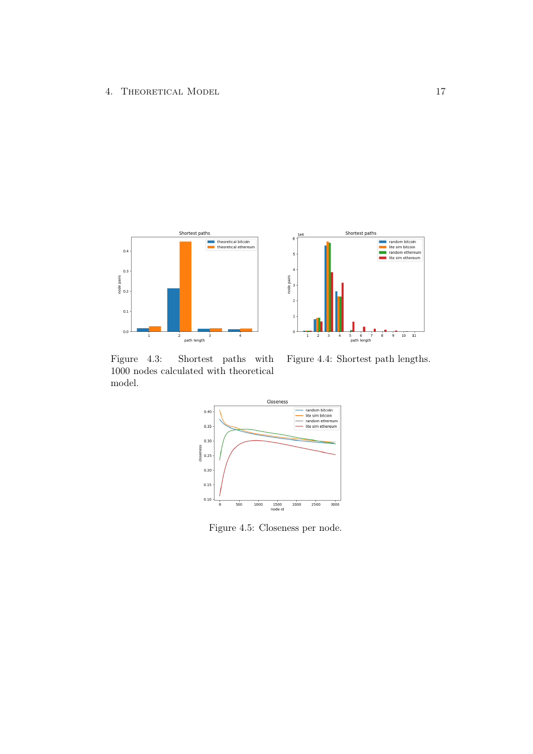Figure 4.3: Shortest paths with 1000 nodes calculated with theoretical model.

Figure 4.4: Shortest path lengths.

Figure 4.5: Closeness per node.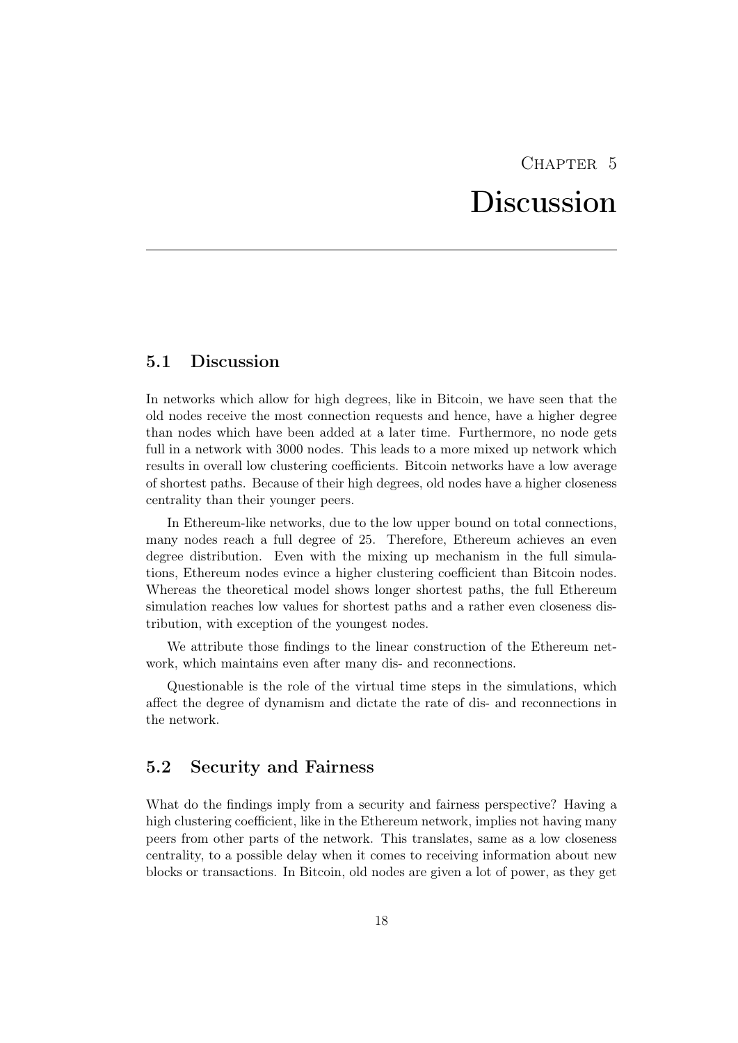# Chapter 5

# Discussion

## 5.1 Discussion

In networks which allow for high degrees, like in Bitcoin, we have seen that the old nodes receive the most connection requests and hence, have a higher degree than nodes which have been added at a later time. Furthermore, no node gets full in a network with 3000 nodes. This leads to a more mixed up network which results in overall low clustering coefficients. Bitcoin networks have a low average of shortest paths. Because of their high degrees, old nodes have a higher closeness centrality than their younger peers.

In Ethereum-like networks, due to the low upper bound on total connections, many nodes reach a full degree of 25. Therefore, Ethereum achieves an even degree distribution. Even with the mixing up mechanism in the full simulations, Ethereum nodes evince a higher clustering coefficient than Bitcoin nodes. Whereas the theoretical model shows longer shortest paths, the full Ethereum simulation reaches low values for shortest paths and a rather even closeness distribution, with exception of the youngest nodes.

We attribute those findings to the linear construction of the Ethereum network, which maintains even after many dis- and reconnections.

Questionable is the role of the virtual time steps in the simulations, which affect the degree of dynamism and dictate the rate of dis- and reconnections in the network.

## 5.2 Security and Fairness

What do the findings imply from a security and fairness perspective? Having a high clustering coefficient, like in the Ethereum network, implies not having many peers from other parts of the network. This translates, same as a low closeness centrality, to a possible delay when it comes to receiving information about new blocks or transactions. In Bitcoin, old nodes are given a lot of power, as they get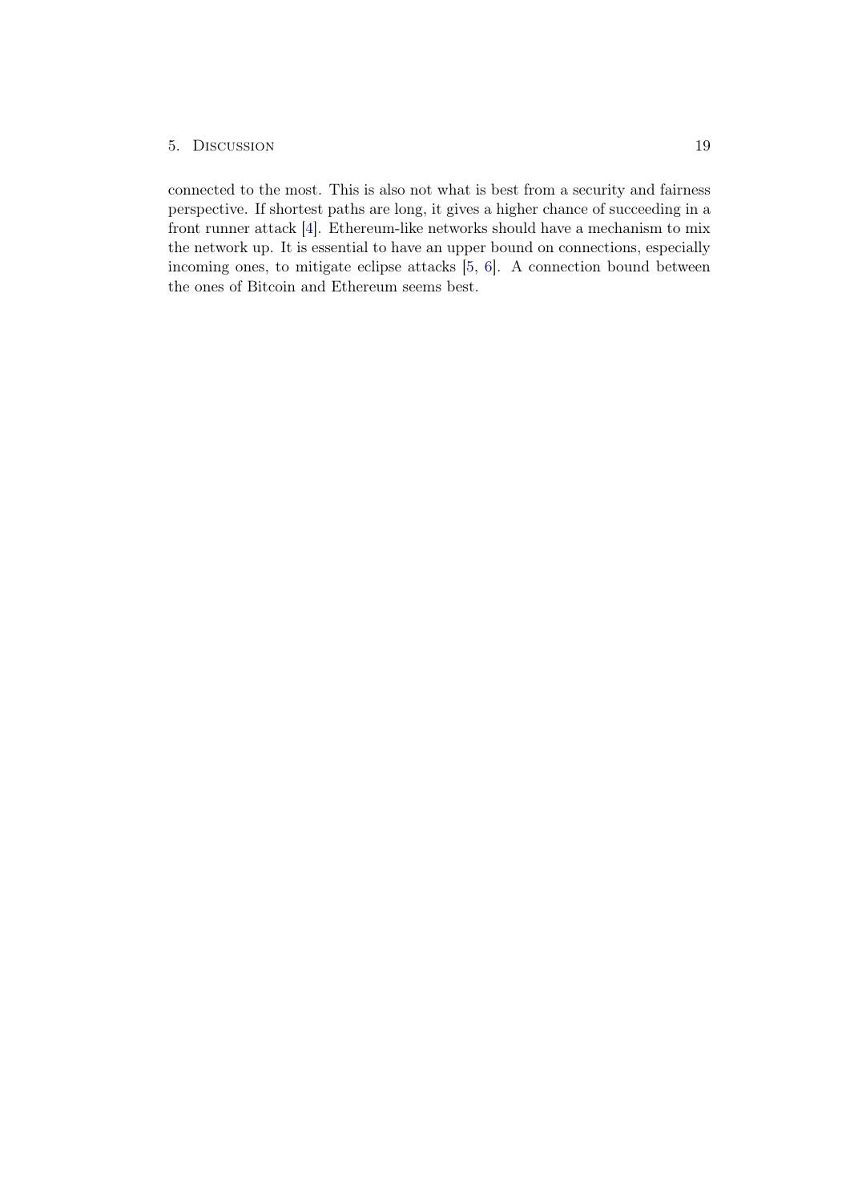connected to the most. This is also not what is best from a security and fairness perspective. If shortest paths are long, it gives a higher chance of succeeding in a front runner attack [4]. Ethereum-like networks should have a mechanism to mix the network up. It is essential to have an upper bound on connections, especially incoming ones, to mitigate eclipse attacks [5, 6]. A connection bound between the ones of Bitcoin and Ethereum seems best.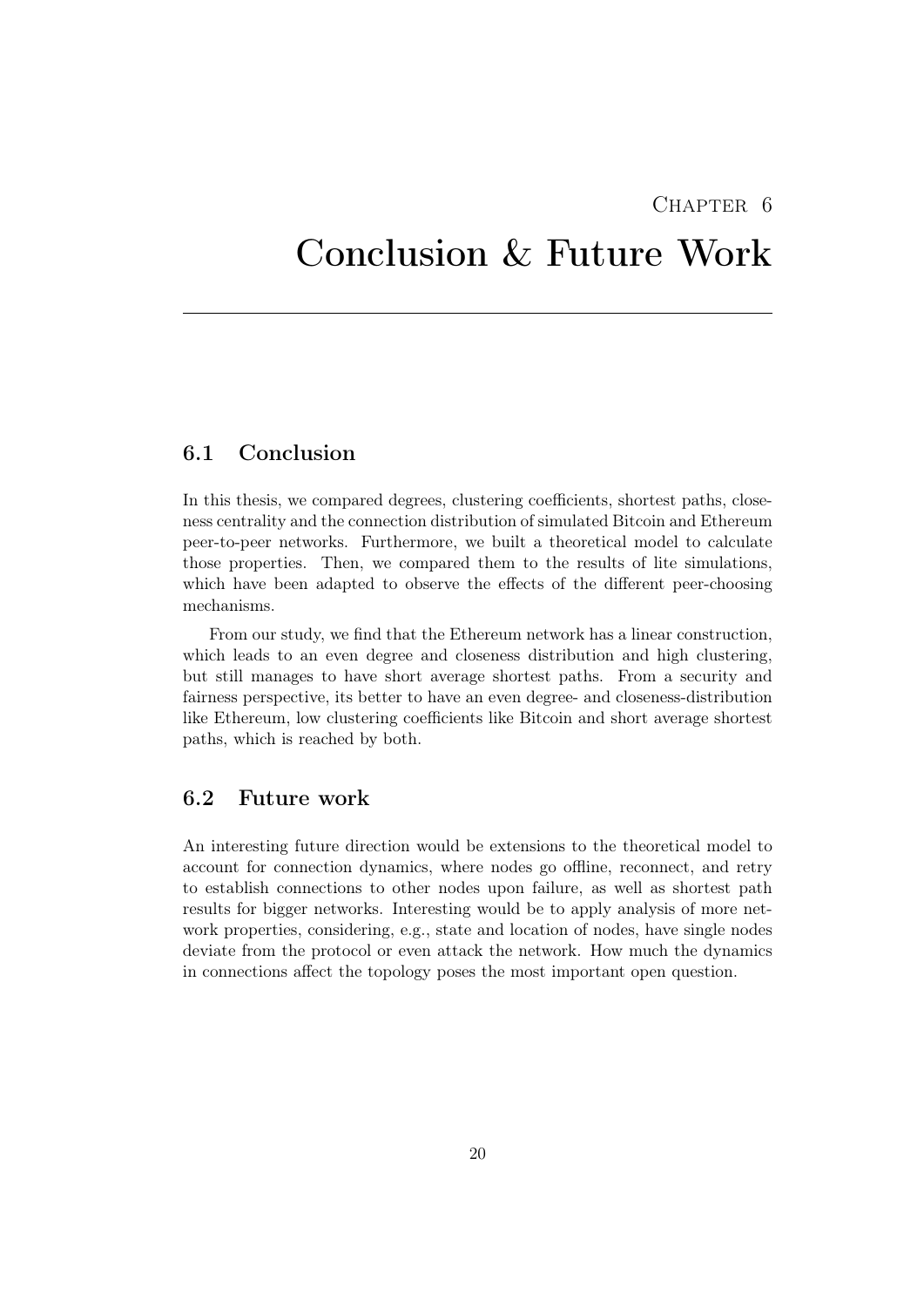# Chapter 6
# Conclusion & Future Work

## 6.1 Conclusion

In this thesis, we compared degrees, clustering coefficients, shortest paths, closeness centrality and the connection distribution of simulated Bitcoin and Ethereum peer-to-peer networks. Furthermore, we built a theoretical model to calculate those properties. Then, we compared them to the results of lite simulations, which have been adapted to observe the effects of the different peer-choosing mechanisms.

From our study, we find that the Ethereum network has a linear construction, which leads to an even degree and closeness distribution and high clustering, but still manages to have short average shortest paths. From a security and fairness perspective, its better to have an even degree- and closeness-distribution like Ethereum, low clustering coefficients like Bitcoin and short average shortest paths, which is reached by both.

## 6.2 Future work

An interesting future direction would be extensions to the theoretical model to account for connection dynamics, where nodes go offline, reconnect, and retry to establish connections to other nodes upon failure, as well as shortest path results for bigger networks. Interesting would be to apply analysis of more network properties, considering, e.g., state and location of nodes, have single nodes deviate from the protocol or even attack the network. How much the dynamics in connections affect the topology poses the most important open question.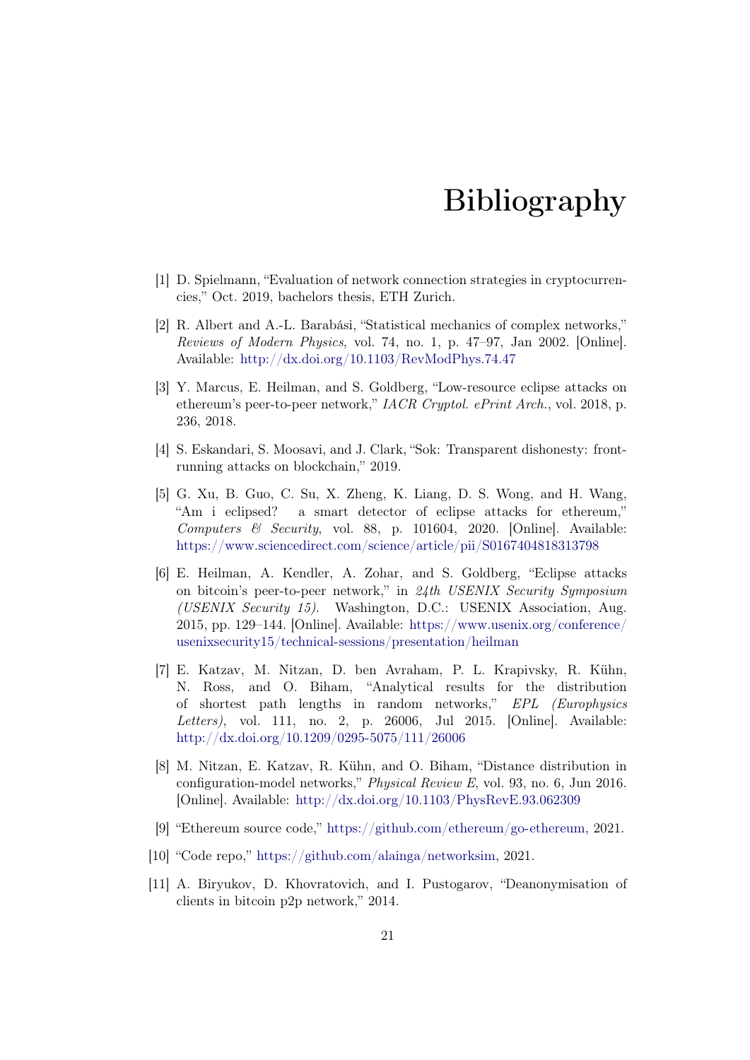# Bibliography

[1] D. Spielmann, "Evaluation of network connection strategies in cryptocurrencies," Oct. 2019, bachelors thesis, ETH Zurich.

[2] R. Albert and A.-L. Barabási, "Statistical mechanics of complex networks," *Reviews of Modern Physics*, vol. 74, no. 1, p. 47–97, Jan 2002. [Online]. Available: http://dx.doi.org/10.1103/RevModPhys.74.47

[3] Y. Marcus, E. Heilman, and S. Goldberg, "Low-resource eclipse attacks on ethereum's peer-to-peer network," *IACR Cryptol. ePrint Arch.*, vol. 2018, p. 236, 2018.

[4] S. Eskandari, S. Moosavi, and J. Clark, "Sok: Transparent dishonesty: front-running attacks on blockchain," 2019.

[5] G. Xu, B. Guo, C. Su, X. Zheng, K. Liang, D. S. Wong, and H. Wang, "Am i eclipsed? a smart detector of eclipse attacks for ethereum," *Computers & Security*, vol. 88, p. 101604, 2020. [Online]. Available: https://www.sciencedirect.com/science/article/pii/S0167404818313798

[6] E. Heilman, A. Kendler, A. Zohar, and S. Goldberg, "Eclipse attacks on bitcoin's peer-to-peer network," in *24th USENIX Security Symposium (USENIX Security 15)*. Washington, D.C.: USENIX Association, Aug. 2015, pp. 129–144. [Online]. Available: https://www.usenix.org/conference/usenixsecurity15/technical-sessions/presentation/heilman

[7] E. Katzav, M. Nitzan, D. ben Avraham, P. L. Krapivsky, R. Kühn, N. Ross, and O. Biham, "Analytical results for the distribution of shortest path lengths in random networks," *EPL (Europhysics Letters)*, vol. 111, no. 2, p. 26006, Jul 2015. [Online]. Available: http://dx.doi.org/10.1209/0295-5075/111/26006

[8] M. Nitzan, E. Katzav, R. Kühn, and O. Biham, "Distance distribution in configuration-model networks," *Physical Review E*, vol. 93, no. 6, Jun 2016. [Online]. Available: http://dx.doi.org/10.1103/PhysRevE.93.062309

[9] "Ethereum source code," https://github.com/ethereum/go-ethereum, 2021.

[10] "Code repo," https://github.com/alainga/networksim, 2021.

[11] A. Biryukov, D. Khovratovich, and I. Pustogarov, "Deanonymisation of clients in bitcoin p2p network," 2014.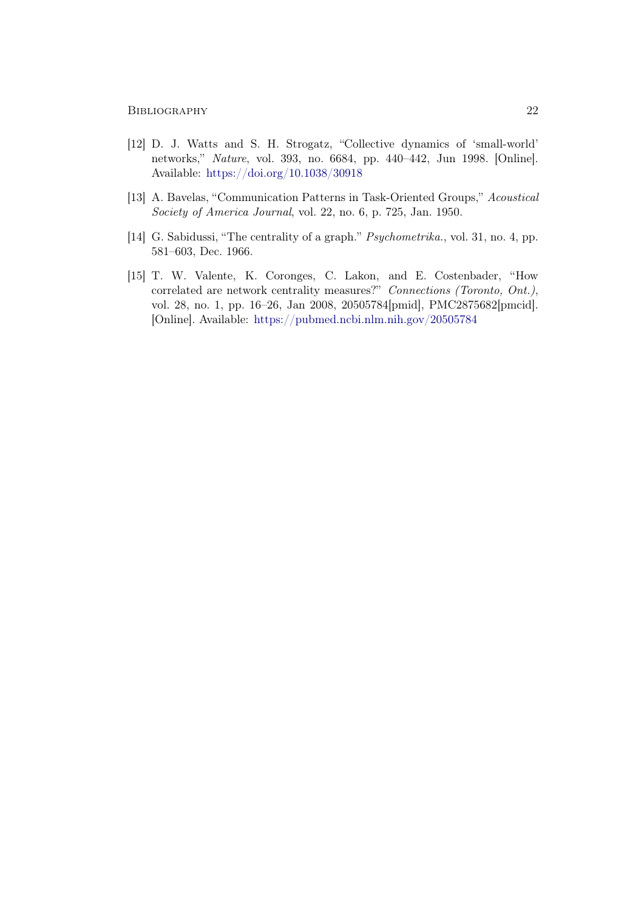[12] D. J. Watts and S. H. Strogatz, "Collective dynamics of 'small-world' networks," *Nature*, vol. 393, no. 6684, pp. 440–442, Jun 1998. [Online]. Available: https://doi.org/10.1038/30918

[13] A. Bavelas, "Communication Patterns in Task-Oriented Groups," *Acoustical Society of America Journal*, vol. 22, no. 6, p. 725, Jan. 1950.

[14] G. Sabidussi, "The centrality of a graph." *Psychometrika.*, vol. 31, no. 4, pp. 581–603, Dec. 1966.

[15] T. W. Valente, K. Coronges, C. Lakon, and E. Costenbader, "How correlated are network centrality measures?" *Connections (Toronto, Ont.)*, vol. 28, no. 1, pp. 16–26, Jan 2008, 20505784[pmid], PMC2875682[pmcid]. [Online]. Available: https://pubmed.ncbi.nlm.nih.gov/20505784